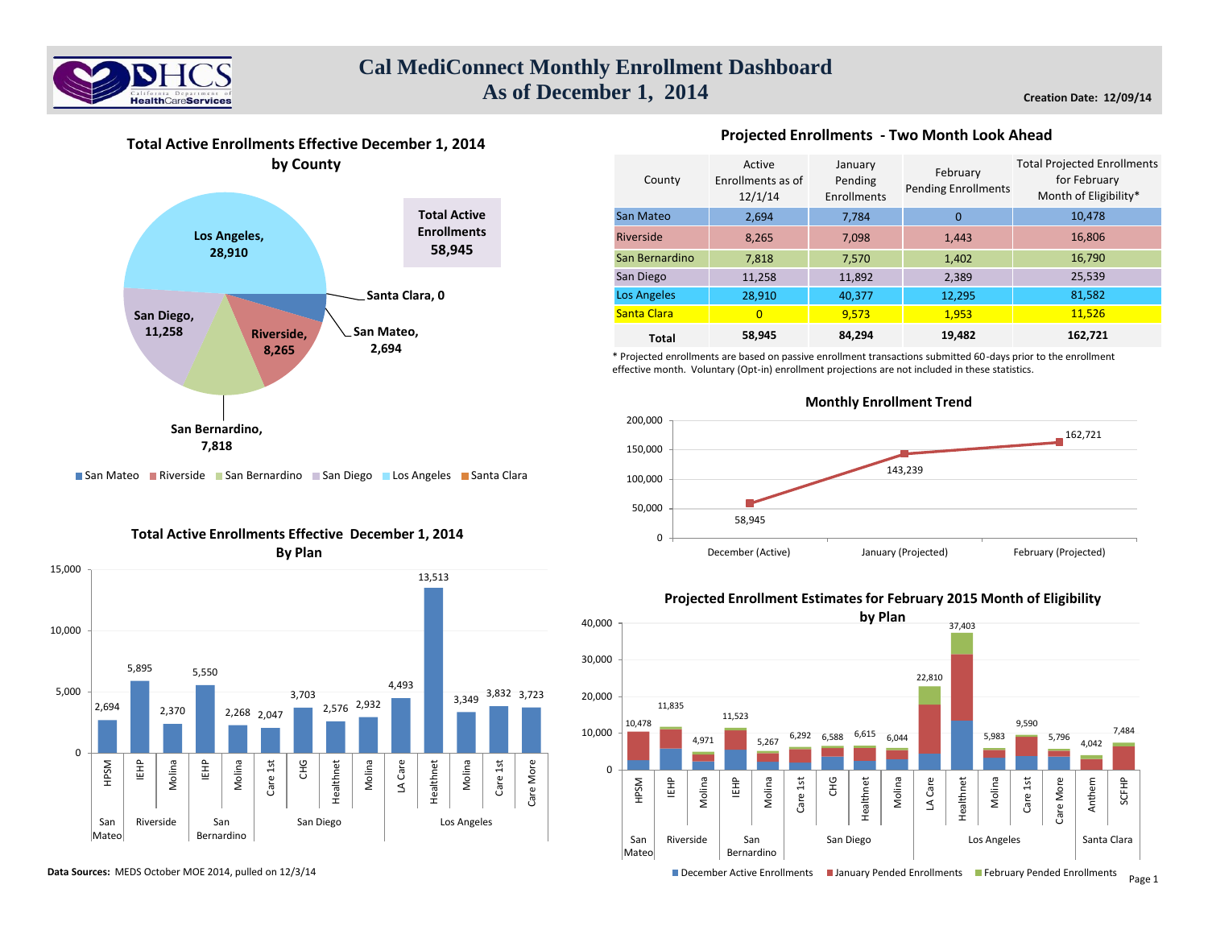# Cal MediConnect Monthly Enrollment Dashboard
## As of December 1, 2014

**Creation Date: 12/09/14**

### Total Active Enrollments Effective December 1, 2014 by County

**Total Active Enrollments 58,945**

- Los Angeles, 28,910
- San Diego, 11,258
- Riverside, 8,265
- San Bernardino, 7,818
- San Mateo, 2,694
- Santa Clara, 0

### Projected Enrollments - Two Month Look Ahead

| County | Active Enrollments as of 12/1/14 | January Pending Enrollments | February Pending Enrollments | Total Projected Enrollments for February Month of Eligibility* |
|---|---|---|---|---|
| San Mateo | 2,694 | 7,784 | 0 | 10,478 |
| Riverside | 8,265 | 7,098 | 1,443 | 16,806 |
| San Bernardino | 7,818 | 7,570 | 1,402 | 16,790 |
| San Diego | 11,258 | 11,892 | 2,389 | 25,539 |
| Los Angeles | 28,910 | 40,377 | 12,295 | 81,582 |
| Santa Clara | 0 | 9,573 | 1,953 | 11,526 |
| **Total** | **58,945** | **84,294** | **19,482** | **162,721** |

\* Projected enrollments are based on passive enrollment transactions submitted 60-days prior to the enrollment effective month. Voluntary (Opt-in) enrollment projections are not included in these statistics.

### Monthly Enrollment Trend

| Month | Enrollments |
|---|---|
| December (Active) | 58,945 |
| January (Projected) | 143,239 |
| February (Projected) | 162,721 |

### Total Active Enrollments Effective December 1, 2014 By Plan

| County | Plan | Enrollments |
|---|---|---|
| San Mateo | HPSM | 2,694 |
| Riverside | IEHP | 5,895 |
| Riverside | Molina | 2,370 |
| San Bernardino | IEHP | 5,550 |
| San Bernardino | Molina | 2,268 |
| San Diego | Care 1st | 2,047 |
| San Diego | CHG | 3,703 |
| San Diego | Healthnet | 2,576 |
| San Diego | Molina | 2,932 |
| Los Angeles | LA Care | 4,493 |
| Los Angeles | Healthnet | 13,513 |
| Los Angeles | Molina | 3,349 |
| Los Angeles | Care 1st | 3,832 |
| Los Angeles | Care More | 3,723 |

### Projected Enrollment Estimates for February 2015 Month of Eligibility by Plan

| County | Plan | Total |
|---|---|---|
| San Mateo | HPSM | 10,478 |
| Riverside | IEHP | 11,835 |
| Riverside | Molina | 4,971 |
| San Bernardino | IEHP | 11,523 |
| San Bernardino | Molina | 5,267 |
| San Diego | Care 1st | 6,292 |
| San Diego | CHG | 6,588 |
| San Diego | Healthnet | 6,615 |
| San Diego | Molina | 6,044 |
| Los Angeles | LA Care | 22,810 |
| Los Angeles | Healthnet | 37,403 |
| Los Angeles | Molina | 5,983 |
| Los Angeles | Care 1st | 9,590 |
| Los Angeles | Care More | 5,796 |
| Santa Clara | Anthem | 4,042 |
| Santa Clara | SCFHP | 7,484 |

December Active Enrollments / January Pended Enrollments / February Pended Enrollments

**Data Sources:** MEDS October MOE 2014, pulled on 12/3/14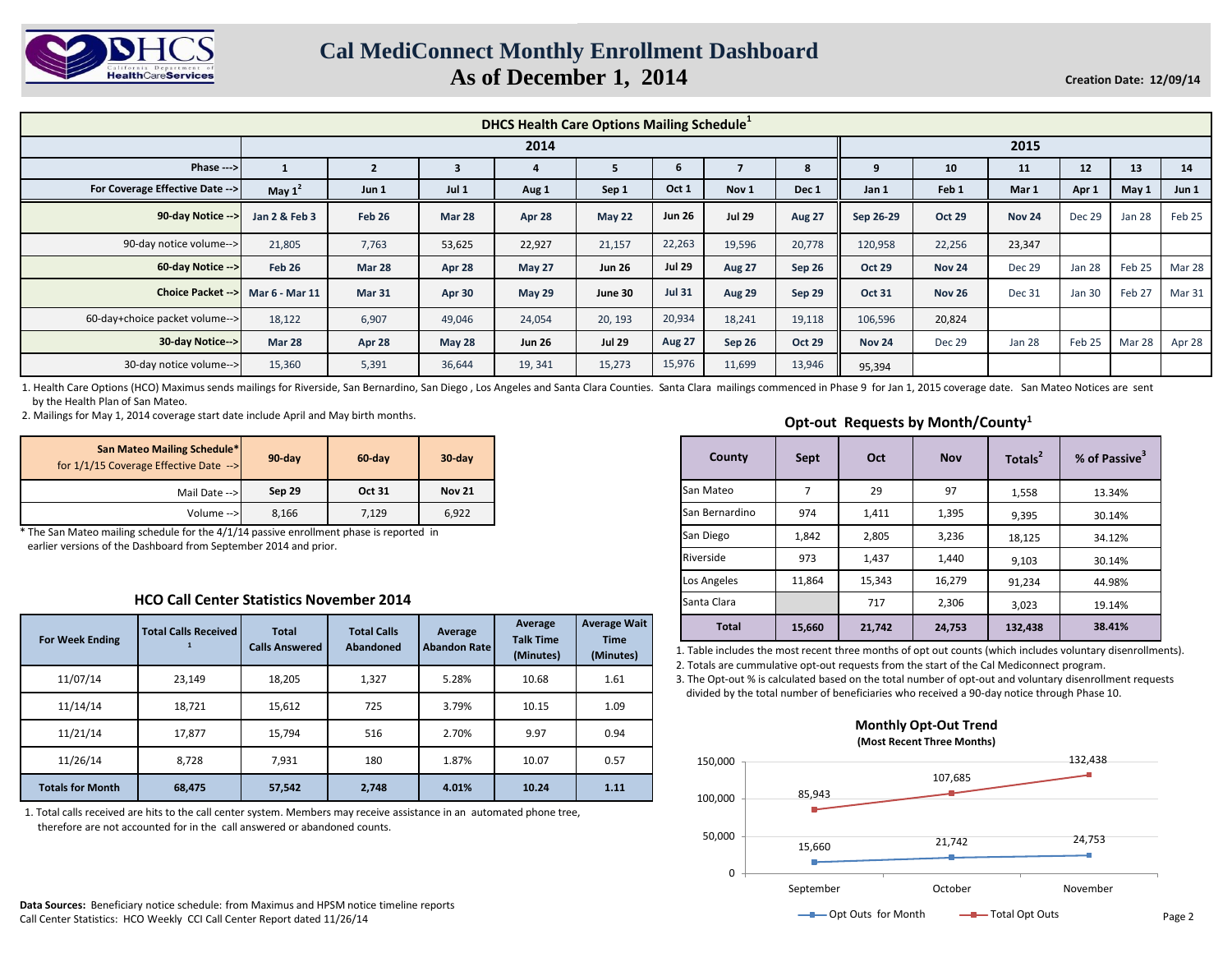# Cal MediConnect Monthly Enrollment Dashboard
## As of December 1, 2014

**Creation Date: 12/09/14**

| DHCS Health Care Options Mailing Schedule[1] | | | | | | | | | | | | | | |
|---|---|---|---|---|---|---|---|---|---|---|---|---|---|---|
| | 2014 | | | | | | | | 2015 | | | | | |
| **Phase --->** | 1 | 2 | 3 | 4 | 5 | 6 | 7 | 8 | 9 | 10 | 11 | 12 | 13 | 14 |
| **For Coverage Effective Date -->** | May 1[2] | Jun 1 | Jul 1 | Aug 1 | Sep 1 | Oct 1 | Nov 1 | Dec 1 | Jan 1 | Feb 1 | Mar 1 | Apr 1 | May 1 | Jun 1 |
| **90-day Notice -->** | Jan 2 & Feb 3 | Feb 26 | Mar 28 | Apr 28 | May 22 | Jun 26 | Jul 29 | Aug 27 | Sep 26-29 | Oct 29 | Nov 24 | Dec 29 | Jan 28 | Feb 25 |
| 90-day notice volume--> | 21,805 | 7,763 | 53,625 | 22,927 | 21,157 | 22,263 | 19,596 | 20,778 | 120,958 | 22,256 | 23,347 | | | |
| **60-day Notice -->** | Feb 26 | Mar 28 | Apr 28 | May 27 | Jun 26 | Jul 29 | Aug 27 | Sep 26 | Oct 29 | Nov 24 | Dec 29 | Jan 28 | Feb 25 | Mar 28 |
| **Choice Packet -->** | Mar 6 - Mar 11 | Mar 31 | Apr 30 | May 29 | June 30 | Jul 31 | Aug 29 | Sep 29 | Oct 31 | Nov 26 | Dec 31 | Jan 30 | Feb 27 | Mar 31 |
| 60-day+choice packet volume--> | 18,122 | 6,907 | 49,046 | 24,054 | 20, 193 | 20,934 | 18,241 | 19,118 | 106,596 | 20,824 | | | | |
| **30-day Notice-->** | Mar 28 | Apr 28 | May 28 | Jun 26 | Jul 29 | Aug 27 | Sep 26 | Oct 29 | Nov 24 | Dec 29 | Jan 28 | Feb 25 | Mar 28 | Apr 28 |
| 30-day notice volume--> | 15,360 | 5,391 | 36,644 | 19, 341 | 15,273 | 15,976 | 11,699 | 13,946 | 95,394 | | | | | |

1. Health Care Options (HCO) Maximus sends mailings for Riverside, San Bernardino, San Diego , Los Angeles and Santa Clara Counties. Santa Clara mailings commenced in Phase 9 for Jan 1, 2015 coverage date. San Mateo Notices are sent by the Health Plan of San Mateo.
2. Mailings for May 1, 2014 coverage start date include April and May birth months.

| San Mateo Mailing Schedule* for 1/1/15 Coverage Effective Date --> | 90-day | 60-day | 30-day |
|---|---|---|---|
| Mail Date --> | Sep 29 | Oct 31 | Nov 21 |
| Volume --> | 8,166 | 7,129 | 6,922 |

\* The San Mateo mailing schedule for the 4/1/14 passive enrollment phase is reported in earlier versions of the Dashboard from September 2014 and prior.

### HCO Call Center Statistics November 2014

| For Week Ending | Total Calls Received[1] | Total Calls Answered | Total Calls Abandoned | Average Abandon Rate | Average Talk Time (Minutes) | Average Wait Time (Minutes) |
|---|---|---|---|---|---|---|
| 11/07/14 | 23,149 | 18,205 | 1,327 | 5.28% | 10.68 | 1.61 |
| 11/14/14 | 18,721 | 15,612 | 725 | 3.79% | 10.15 | 1.09 |
| 11/21/14 | 17,877 | 15,794 | 516 | 2.70% | 9.97 | 0.94 |
| 11/26/14 | 8,728 | 7,931 | 180 | 1.87% | 10.07 | 0.57 |
| **Totals for Month** | **68,475** | **57,542** | **2,748** | **4.01%** | **10.24** | **1.11** |

1. Total calls received are hits to the call center system. Members may receive assistance in an automated phone tree, therefore are not accounted for in the call answered or abandoned counts.

### Opt-out Requests by Month/County[1]

| County | Sept | Oct | Nov | Totals[2] | % of Passive[3] |
|---|---|---|---|---|---|
| San Mateo | 7 | 29 | 97 | 1,558 | 13.34% |
| San Bernardino | 974 | 1,411 | 1,395 | 9,395 | 30.14% |
| San Diego | 1,842 | 2,805 | 3,236 | 18,125 | 34.12% |
| Riverside | 973 | 1,437 | 1,440 | 9,103 | 30.14% |
| Los Angeles | 11,864 | 15,343 | 16,279 | 91,234 | 44.98% |
| Santa Clara | | 717 | 2,306 | 3,023 | 19.14% |
| **Total** | **15,660** | **21,742** | **24,753** | **132,438** | **38.41%** |

1. Table includes the most recent three months of opt out counts (which includes voluntary disenrollments).
2. Totals are cummulative opt-out requests from the start of the Cal Mediconnect program.
3. The Opt-out % is calculated based on the total number of opt-out and voluntary disenrollment requests divided by the total number of beneficiaries who received a 90-day notice through Phase 10.

**Monthly Opt-Out Trend**
**(Most Recent Three Months)**

150,000
100,000
50,000
0
September
October
November
85,943
107,685
132,438
15,660
21,742
24,753
Opt Outs for Month
Total Opt Outs

**Data Sources:** Beneficiary notice schedule: from Maximus and HPSM notice timeline reports
Call Center Statistics: HCO Weekly CCI Call Center Report dated 11/26/14